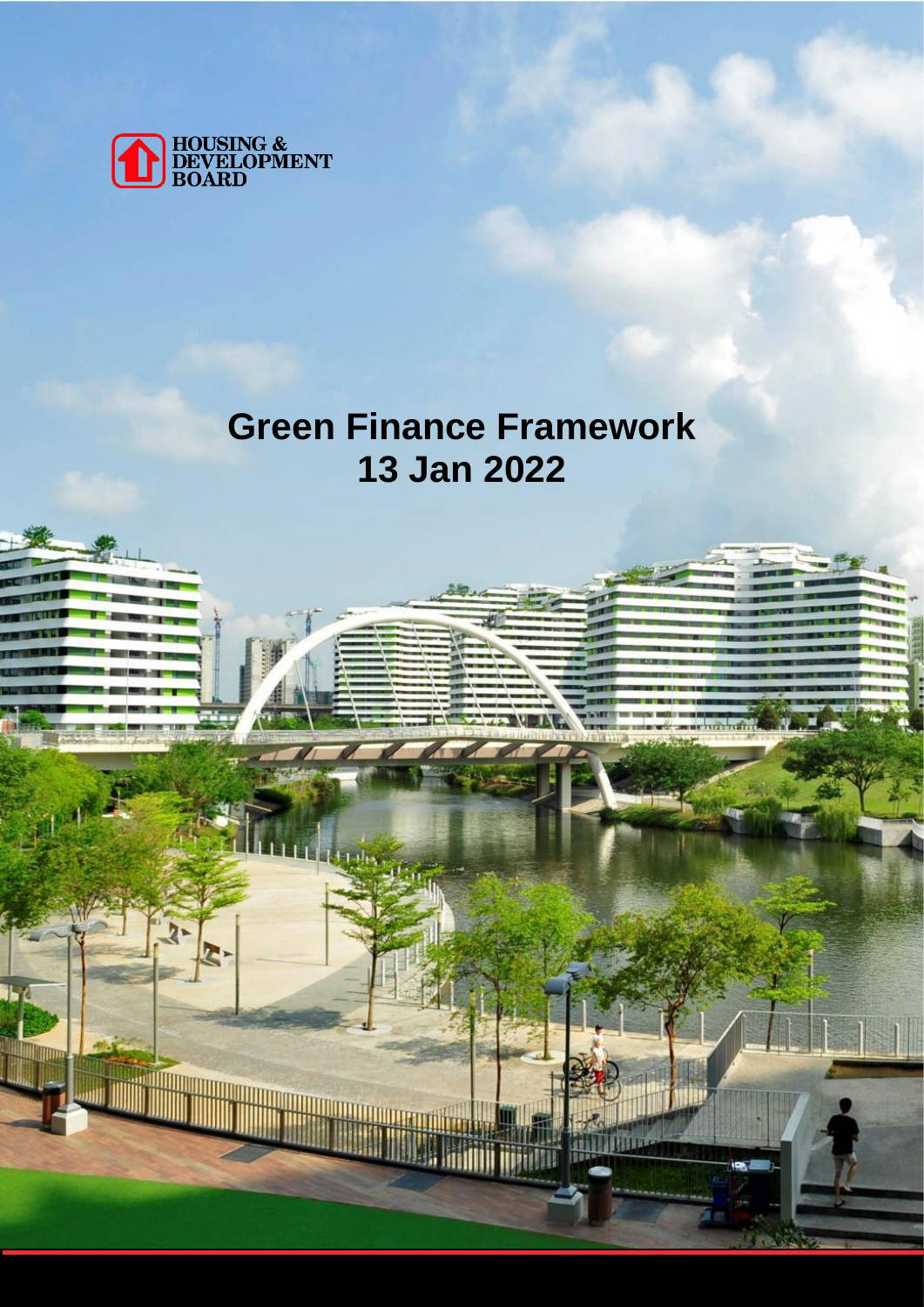HOUSING & DEVELOPMENT BOARD

# Green Finance Framework
# 13 Jan 2022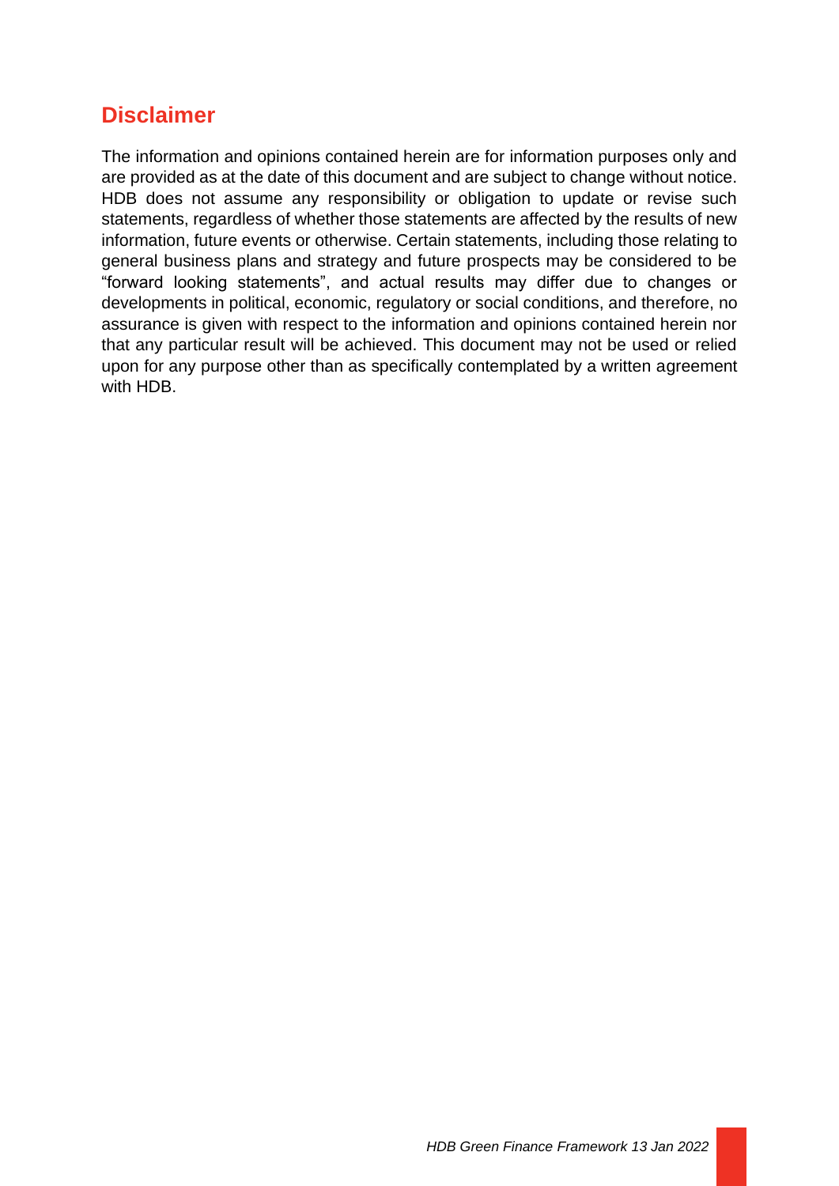## Disclaimer

The information and opinions contained herein are for information purposes only and are provided as at the date of this document and are subject to change without notice. HDB does not assume any responsibility or obligation to update or revise such statements, regardless of whether those statements are affected by the results of new information, future events or otherwise. Certain statements, including those relating to general business plans and strategy and future prospects may be considered to be "forward looking statements", and actual results may differ due to changes or developments in political, economic, regulatory or social conditions, and therefore, no assurance is given with respect to the information and opinions contained herein nor that any particular result will be achieved. This document may not be used or relied upon for any purpose other than as specifically contemplated by a written agreement with HDB.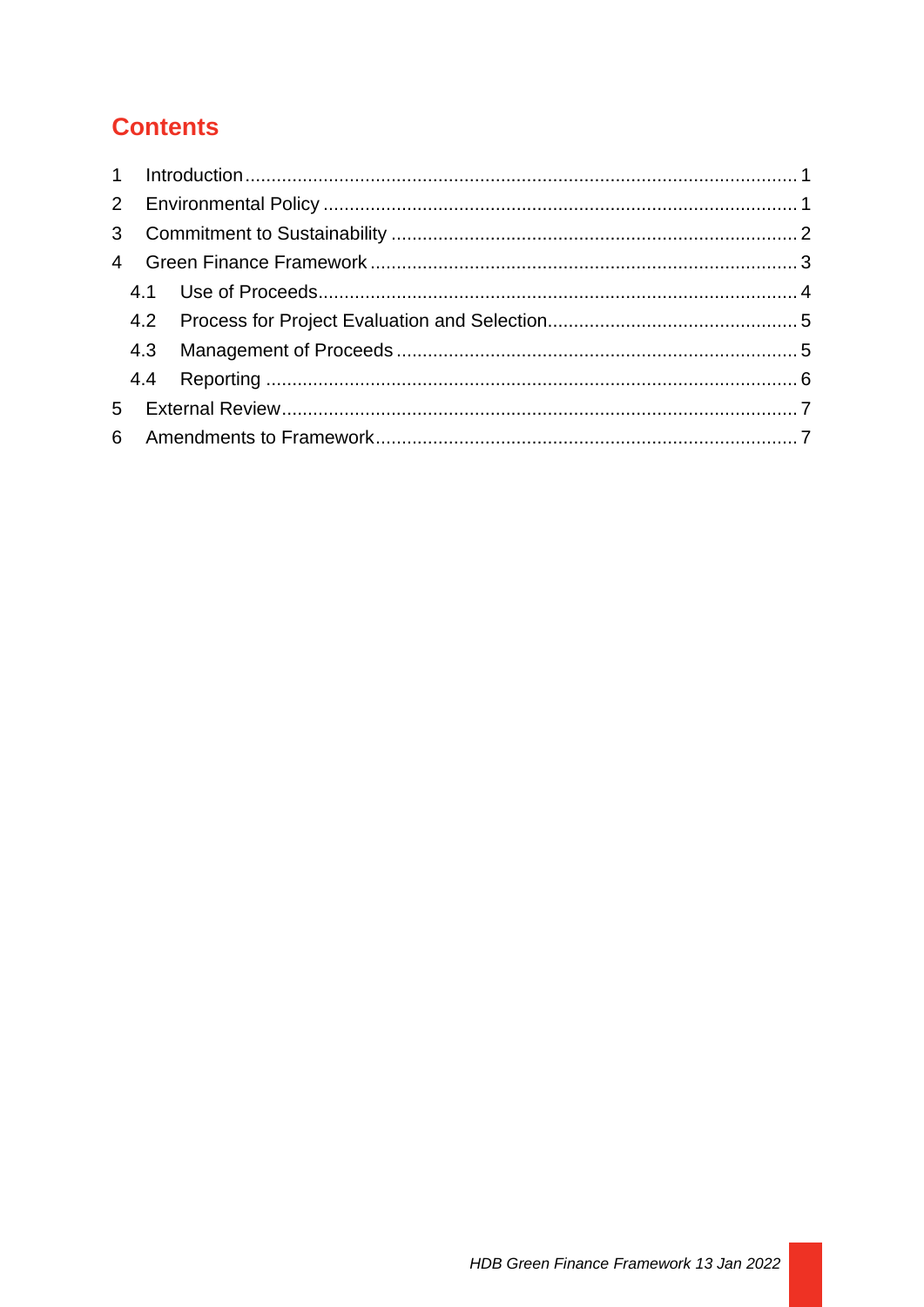## Contents

1 Introduction ........................................................................................................ 1
2 Environmental Policy ........................................................................................ 1
3 Commitment to Sustainability ........................................................................... 2
4 Green Finance Framework ................................................................................ 3
  4.1 Use of Proceeds .......................................................................................... 4
  4.2 Process for Project Evaluation and Selection ............................................... 5
  4.3 Management of Proceeds ............................................................................. 5
  4.4 Reporting ..................................................................................................... 6
5 External Review ................................................................................................. 7
6 Amendments to Framework ............................................................................... 7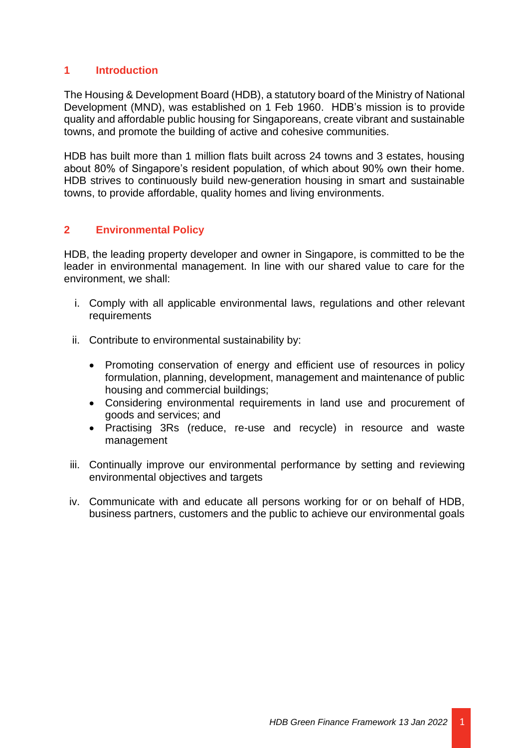## 1 Introduction

The Housing & Development Board (HDB), a statutory board of the Ministry of National Development (MND), was established on 1 Feb 1960. HDB's mission is to provide quality and affordable public housing for Singaporeans, create vibrant and sustainable towns, and promote the building of active and cohesive communities.

HDB has built more than 1 million flats built across 24 towns and 3 estates, housing about 80% of Singapore's resident population, of which about 90% own their home. HDB strives to continuously build new-generation housing in smart and sustainable towns, to provide affordable, quality homes and living environments.

## 2 Environmental Policy

HDB, the leading property developer and owner in Singapore, is committed to be the leader in environmental management. In line with our shared value to care for the environment, we shall:

i. Comply with all applicable environmental laws, regulations and other relevant requirements

ii. Contribute to environmental sustainability by:

- Promoting conservation of energy and efficient use of resources in policy formulation, planning, development, management and maintenance of public housing and commercial buildings;
- Considering environmental requirements in land use and procurement of goods and services; and
- Practising 3Rs (reduce, re-use and recycle) in resource and waste management

iii. Continually improve our environmental performance by setting and reviewing environmental objectives and targets

iv. Communicate with and educate all persons working for or on behalf of HDB, business partners, customers and the public to achieve our environmental goals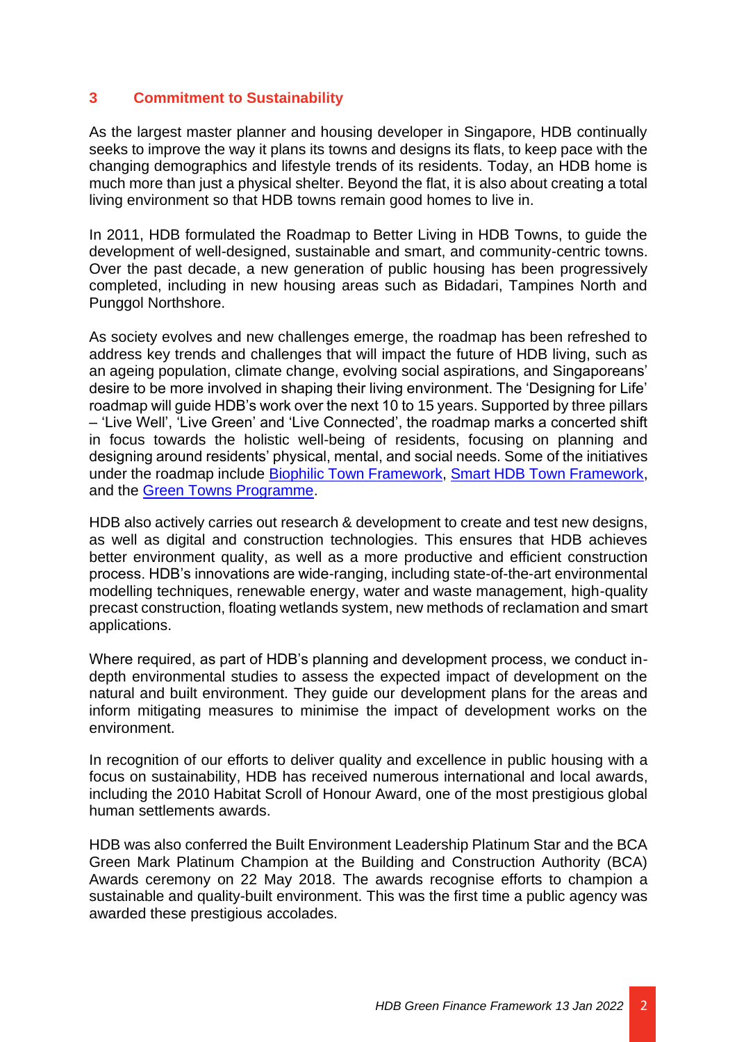## 3 Commitment to Sustainability

As the largest master planner and housing developer in Singapore, HDB continually seeks to improve the way it plans its towns and designs its flats, to keep pace with the changing demographics and lifestyle trends of its residents. Today, an HDB home is much more than just a physical shelter. Beyond the flat, it is also about creating a total living environment so that HDB towns remain good homes to live in.

In 2011, HDB formulated the Roadmap to Better Living in HDB Towns, to guide the development of well-designed, sustainable and smart, and community-centric towns. Over the past decade, a new generation of public housing has been progressively completed, including in new housing areas such as Bidadari, Tampines North and Punggol Northshore.

As society evolves and new challenges emerge, the roadmap has been refreshed to address key trends and challenges that will impact the future of HDB living, such as an ageing population, climate change, evolving social aspirations, and Singaporeans' desire to be more involved in shaping their living environment. The 'Designing for Life' roadmap will guide HDB's work over the next 10 to 15 years. Supported by three pillars – 'Live Well', 'Live Green' and 'Live Connected', the roadmap marks a concerted shift in focus towards the holistic well-being of residents, focusing on planning and designing around residents' physical, mental, and social needs. Some of the initiatives under the roadmap include Biophilic Town Framework, Smart HDB Town Framework, and the Green Towns Programme.

HDB also actively carries out research & development to create and test new designs, as well as digital and construction technologies. This ensures that HDB achieves better environment quality, as well as a more productive and efficient construction process. HDB's innovations are wide-ranging, including state-of-the-art environmental modelling techniques, renewable energy, water and waste management, high-quality precast construction, floating wetlands system, new methods of reclamation and smart applications.

Where required, as part of HDB's planning and development process, we conduct in-depth environmental studies to assess the expected impact of development on the natural and built environment. They guide our development plans for the areas and inform mitigating measures to minimise the impact of development works on the environment.

In recognition of our efforts to deliver quality and excellence in public housing with a focus on sustainability, HDB has received numerous international and local awards, including the 2010 Habitat Scroll of Honour Award, one of the most prestigious global human settlements awards.

HDB was also conferred the Built Environment Leadership Platinum Star and the BCA Green Mark Platinum Champion at the Building and Construction Authority (BCA) Awards ceremony on 22 May 2018. The awards recognise efforts to champion a sustainable and quality-built environment. This was the first time a public agency was awarded these prestigious accolades.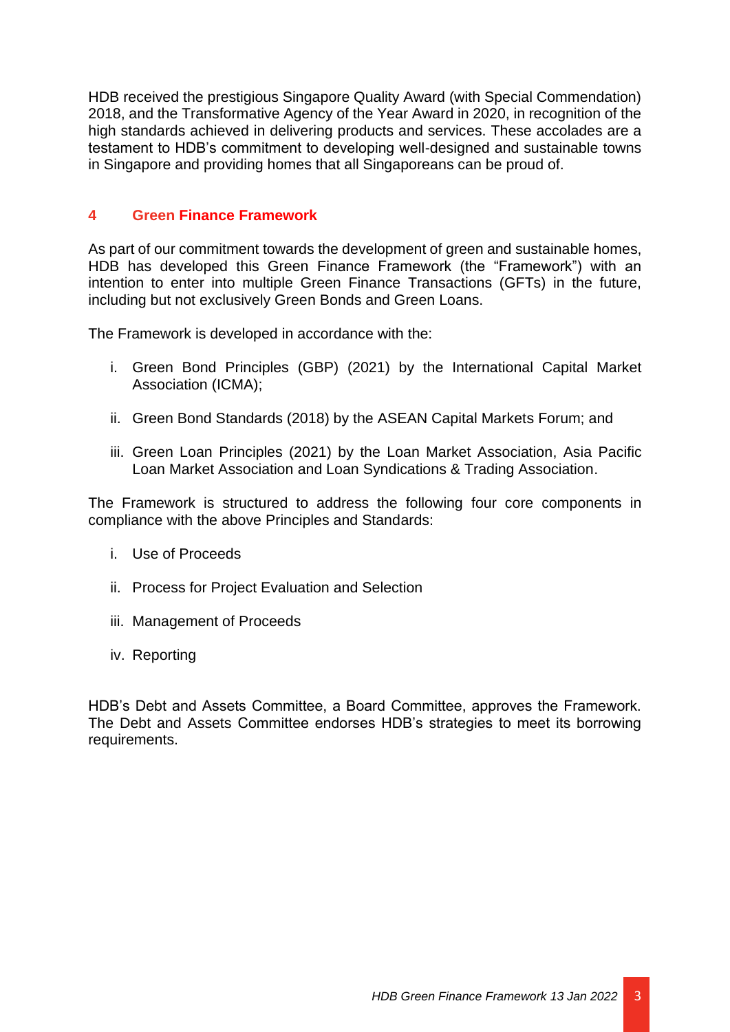HDB received the prestigious Singapore Quality Award (with Special Commendation) 2018, and the Transformative Agency of the Year Award in 2020, in recognition of the high standards achieved in delivering products and services. These accolades are a testament to HDB's commitment to developing well-designed and sustainable towns in Singapore and providing homes that all Singaporeans can be proud of.

## 4 Green Finance Framework

As part of our commitment towards the development of green and sustainable homes, HDB has developed this Green Finance Framework (the "Framework") with an intention to enter into multiple Green Finance Transactions (GFTs) in the future, including but not exclusively Green Bonds and Green Loans.

The Framework is developed in accordance with the:

i. Green Bond Principles (GBP) (2021) by the International Capital Market Association (ICMA);

ii. Green Bond Standards (2018) by the ASEAN Capital Markets Forum; and

iii. Green Loan Principles (2021) by the Loan Market Association, Asia Pacific Loan Market Association and Loan Syndications & Trading Association.

The Framework is structured to address the following four core components in compliance with the above Principles and Standards:

i. Use of Proceeds

ii. Process for Project Evaluation and Selection

iii. Management of Proceeds

iv. Reporting

HDB's Debt and Assets Committee, a Board Committee, approves the Framework. The Debt and Assets Committee endorses HDB's strategies to meet its borrowing requirements.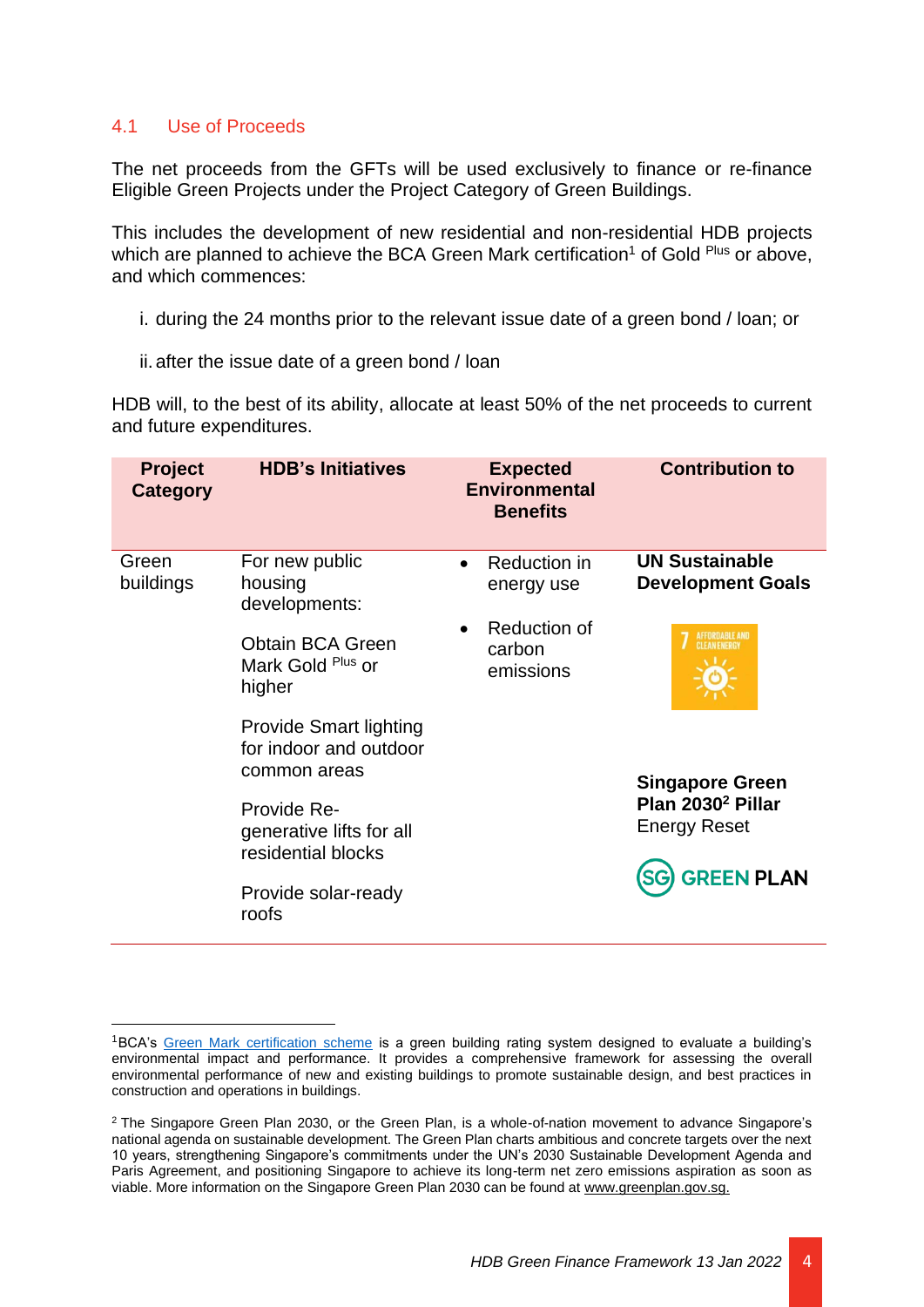## 4.1 Use of Proceeds

The net proceeds from the GFTs will be used exclusively to finance or re-finance Eligible Green Projects under the Project Category of Green Buildings.

This includes the development of new residential and non-residential HDB projects which are planned to achieve the BCA Green Mark certification[1] of Gold Plus or above, and which commences:

i. during the 24 months prior to the relevant issue date of a green bond / loan; or

ii. after the issue date of a green bond / loan

HDB will, to the best of its ability, allocate at least 50% of the net proceeds to current and future expenditures.

| Project Category | HDB's Initiatives | Expected Environmental Benefits | Contribution to |
|---|---|---|---|
| Green buildings | For new public housing developments:<br><br>Obtain BCA Green Mark Gold Plus or higher<br><br>Provide Smart lighting for indoor and outdoor common areas<br><br>Provide Re-generative lifts for all residential blocks<br><br>Provide solar-ready roofs | • Reduction in energy use<br>• Reduction of carbon emissions | **UN Sustainable Development Goals**<br><br>7 AFFORDABLE AND CLEAN ENERGY<br><br>**Singapore Green Plan 2030[2] Pillar**<br>Energy Reset<br><br>SG GREEN PLAN |

[1] BCA's Green Mark certification scheme is a green building rating system designed to evaluate a building's environmental impact and performance. It provides a comprehensive framework for assessing the overall environmental performance of new and existing buildings to promote sustainable design, and best practices in construction and operations in buildings.

[2] The Singapore Green Plan 2030, or the Green Plan, is a whole-of-nation movement to advance Singapore's national agenda on sustainable development. The Green Plan charts ambitious and concrete targets over the next 10 years, strengthening Singapore's commitments under the UN's 2030 Sustainable Development Agenda and Paris Agreement, and positioning Singapore to achieve its long-term net zero emissions aspiration as soon as viable. More information on the Singapore Green Plan 2030 can be found at www.greenplan.gov.sg.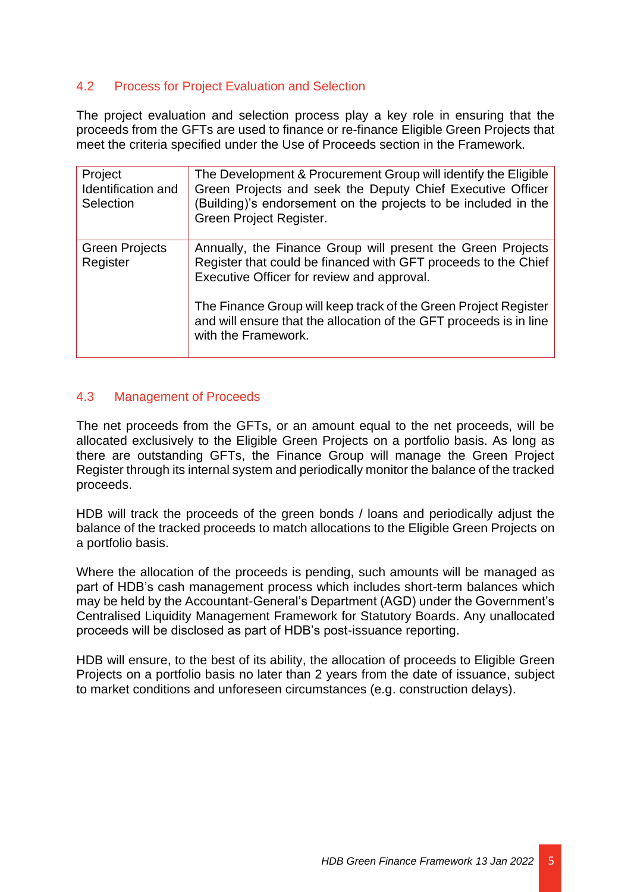## 4.2 Process for Project Evaluation and Selection

The project evaluation and selection process play a key role in ensuring that the proceeds from the GFTs are used to finance or re-finance Eligible Green Projects that meet the criteria specified under the Use of Proceeds section in the Framework.

| | |
|---|---|
| Project Identification and Selection | The Development & Procurement Group will identify the Eligible Green Projects and seek the Deputy Chief Executive Officer (Building)'s endorsement on the projects to be included in the Green Project Register. |
| Green Projects Register | Annually, the Finance Group will present the Green Projects Register that could be financed with GFT proceeds to the Chief Executive Officer for review and approval.<br><br>The Finance Group will keep track of the Green Project Register and will ensure that the allocation of the GFT proceeds is in line with the Framework. |

## 4.3 Management of Proceeds

The net proceeds from the GFTs, or an amount equal to the net proceeds, will be allocated exclusively to the Eligible Green Projects on a portfolio basis. As long as there are outstanding GFTs, the Finance Group will manage the Green Project Register through its internal system and periodically monitor the balance of the tracked proceeds.

HDB will track the proceeds of the green bonds / loans and periodically adjust the balance of the tracked proceeds to match allocations to the Eligible Green Projects on a portfolio basis.

Where the allocation of the proceeds is pending, such amounts will be managed as part of HDB's cash management process which includes short-term balances which may be held by the Accountant-General's Department (AGD) under the Government's Centralised Liquidity Management Framework for Statutory Boards. Any unallocated proceeds will be disclosed as part of HDB's post-issuance reporting.

HDB will ensure, to the best of its ability, the allocation of proceeds to Eligible Green Projects on a portfolio basis no later than 2 years from the date of issuance, subject to market conditions and unforeseen circumstances (e.g. construction delays).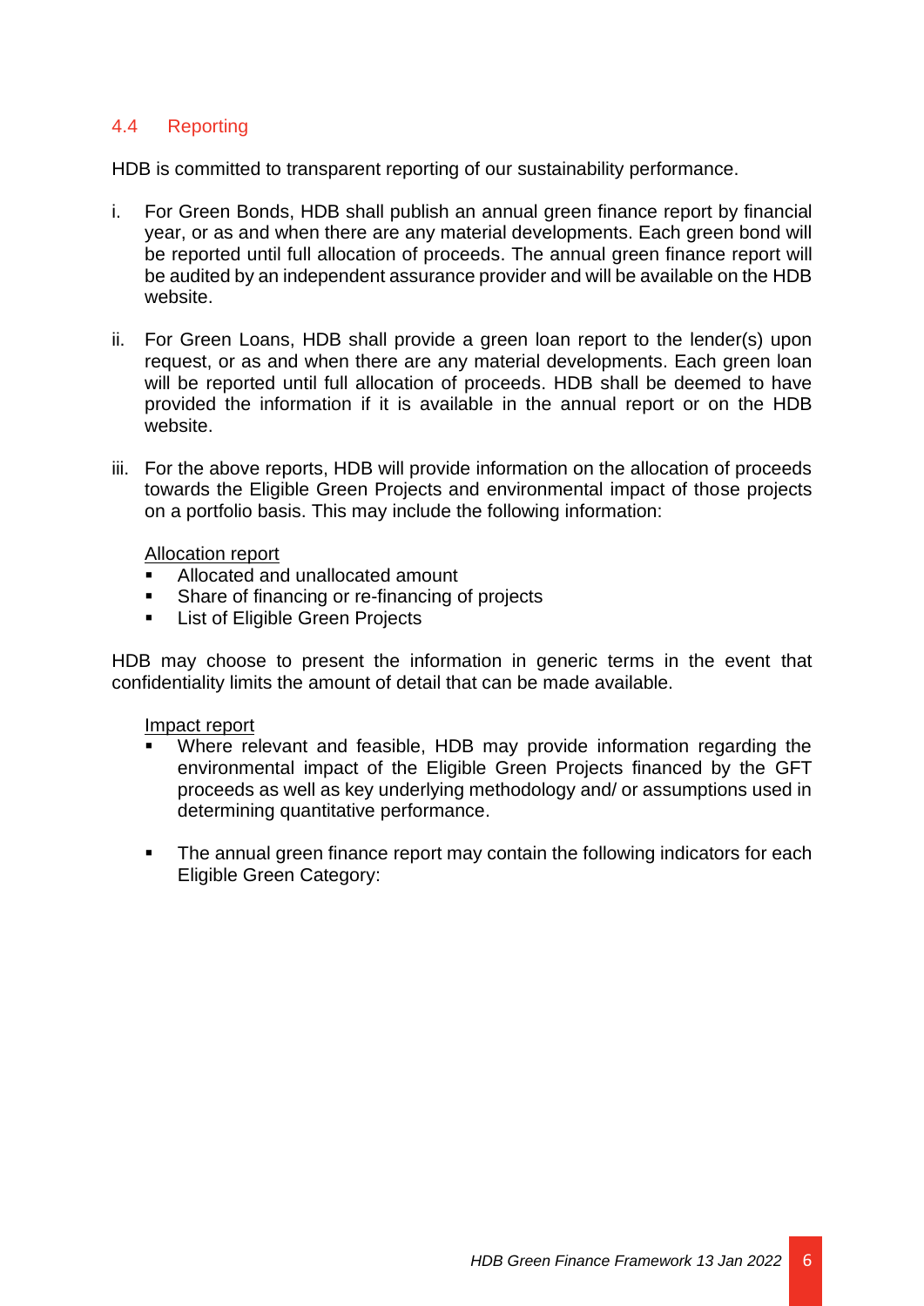### 4.4 Reporting

HDB is committed to transparent reporting of our sustainability performance.

i. For Green Bonds, HDB shall publish an annual green finance report by financial year, or as and when there are any material developments. Each green bond will be reported until full allocation of proceeds. The annual green finance report will be audited by an independent assurance provider and will be available on the HDB website.

ii. For Green Loans, HDB shall provide a green loan report to the lender(s) upon request, or as and when there are any material developments. Each green loan will be reported until full allocation of proceeds. HDB shall be deemed to have provided the information if it is available in the annual report or on the HDB website.

iii. For the above reports, HDB will provide information on the allocation of proceeds towards the Eligible Green Projects and environmental impact of those projects on a portfolio basis. This may include the following information:

<u>Allocation report</u>

- Allocated and unallocated amount
- Share of financing or re-financing of projects
- List of Eligible Green Projects

HDB may choose to present the information in generic terms in the event that confidentiality limits the amount of detail that can be made available.

<u>Impact report</u>

- Where relevant and feasible, HDB may provide information regarding the environmental impact of the Eligible Green Projects financed by the GFT proceeds as well as key underlying methodology and/ or assumptions used in determining quantitative performance.

- The annual green finance report may contain the following indicators for each Eligible Green Category: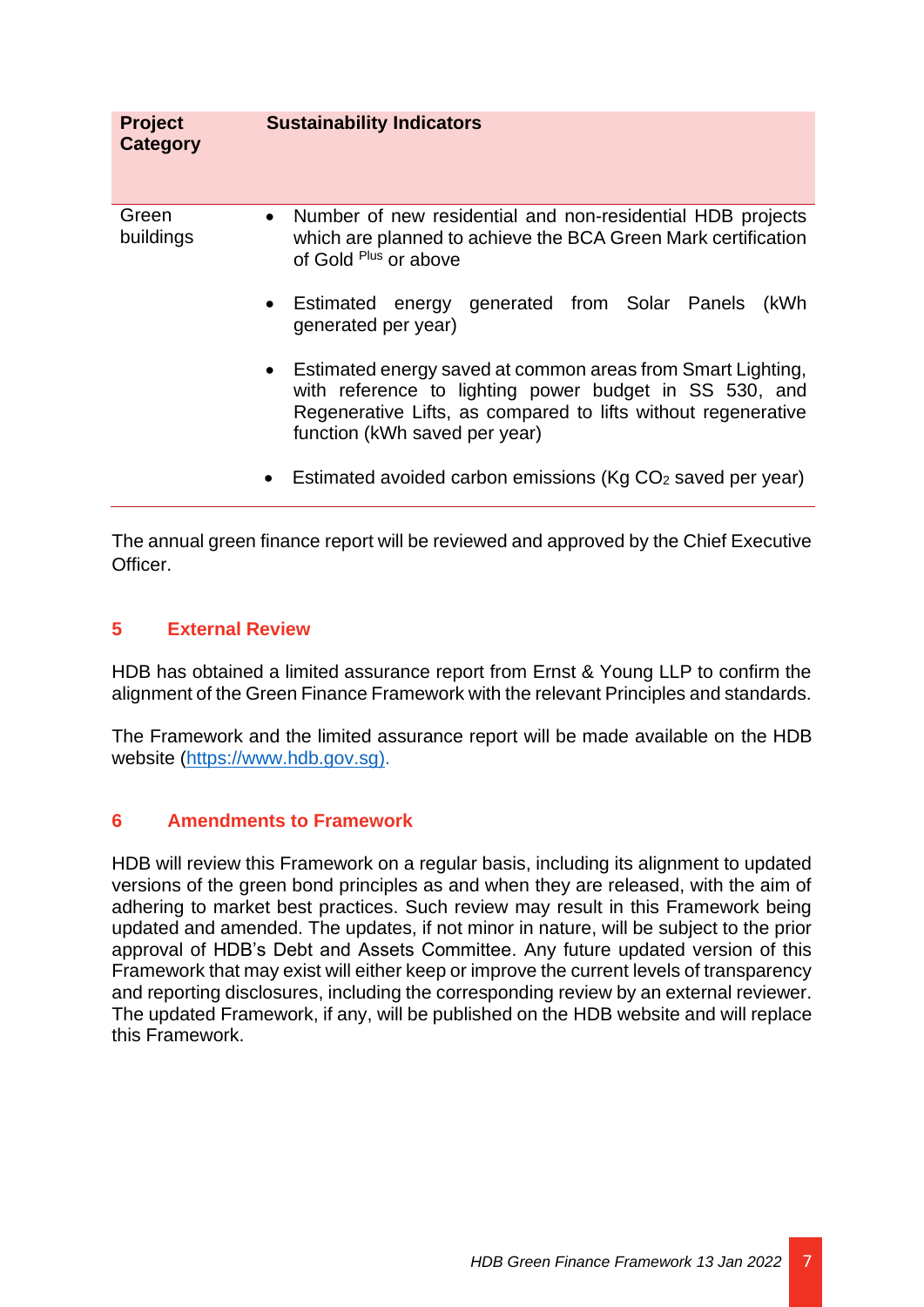| Project Category | Sustainability Indicators |
|---|---|
| Green buildings | • Number of new residential and non-residential HDB projects which are planned to achieve the BCA Green Mark certification of Gold $^{Plus}$ or above<br>• Estimated energy generated from Solar Panels (kWh generated per year)<br>• Estimated energy saved at common areas from Smart Lighting, with reference to lighting power budget in SS 530, and Regenerative Lifts, as compared to lifts without regenerative function (kWh saved per year)<br>• Estimated avoided carbon emissions (Kg $CO_2$ saved per year) |

The annual green finance report will be reviewed and approved by the Chief Executive Officer.

## 5 External Review

HDB has obtained a limited assurance report from Ernst & Young LLP to confirm the alignment of the Green Finance Framework with the relevant Principles and standards.

The Framework and the limited assurance report will be made available on the HDB website (https://www.hdb.gov.sg).

## 6 Amendments to Framework

HDB will review this Framework on a regular basis, including its alignment to updated versions of the green bond principles as and when they are released, with the aim of adhering to market best practices. Such review may result in this Framework being updated and amended. The updates, if not minor in nature, will be subject to the prior approval of HDB's Debt and Assets Committee. Any future updated version of this Framework that may exist will either keep or improve the current levels of transparency and reporting disclosures, including the corresponding review by an external reviewer. The updated Framework, if any, will be published on the HDB website and will replace this Framework.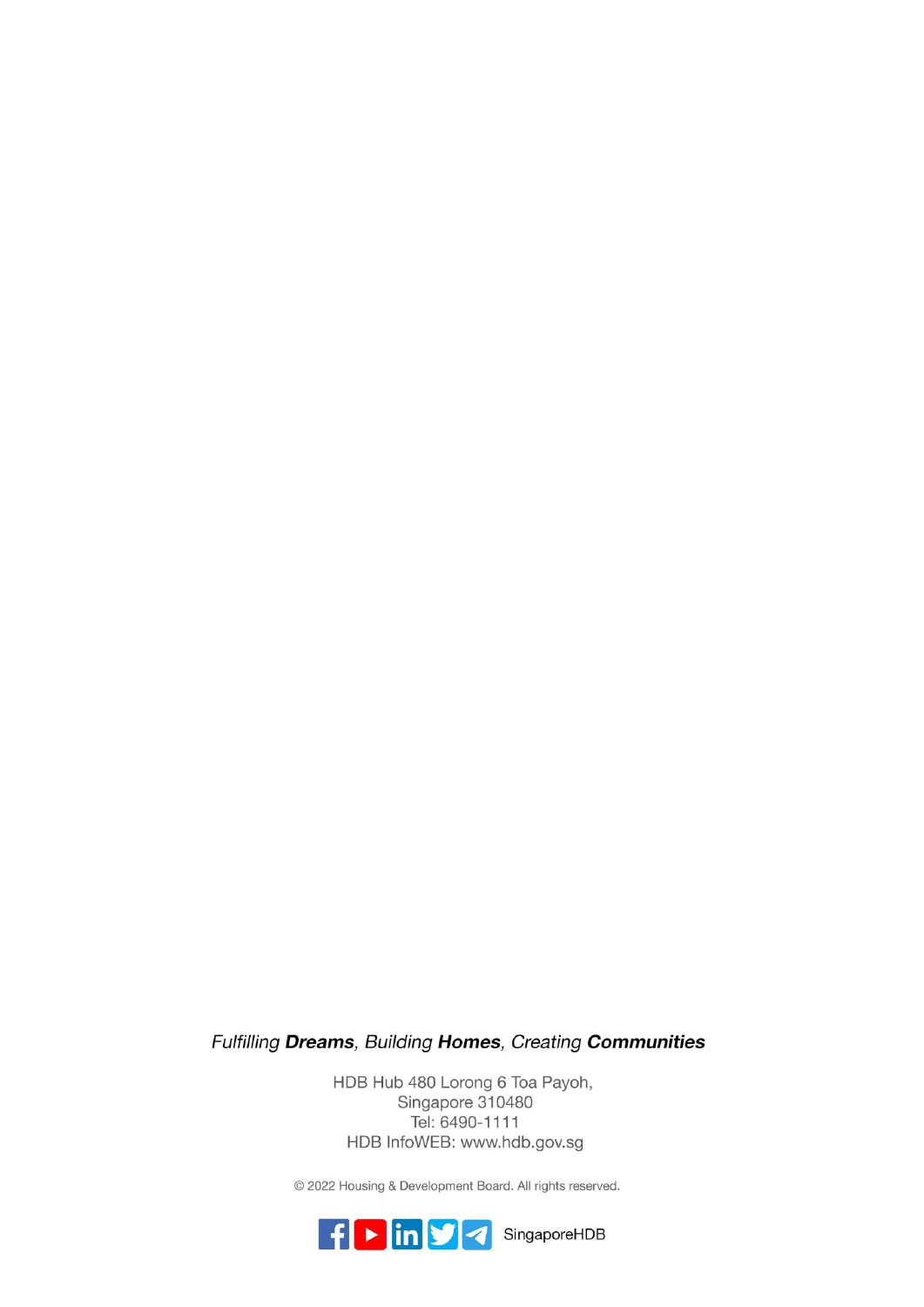*Fulfilling **Dreams**, Building **Homes**, Creating **Communities***

HDB Hub 480 Lorong 6 Toa Payoh,
Singapore 310480
Tel: 6490-1111
HDB InfoWEB: www.hdb.gov.sg

© 2022 Housing & Development Board. All rights reserved.

SingaporeHDB